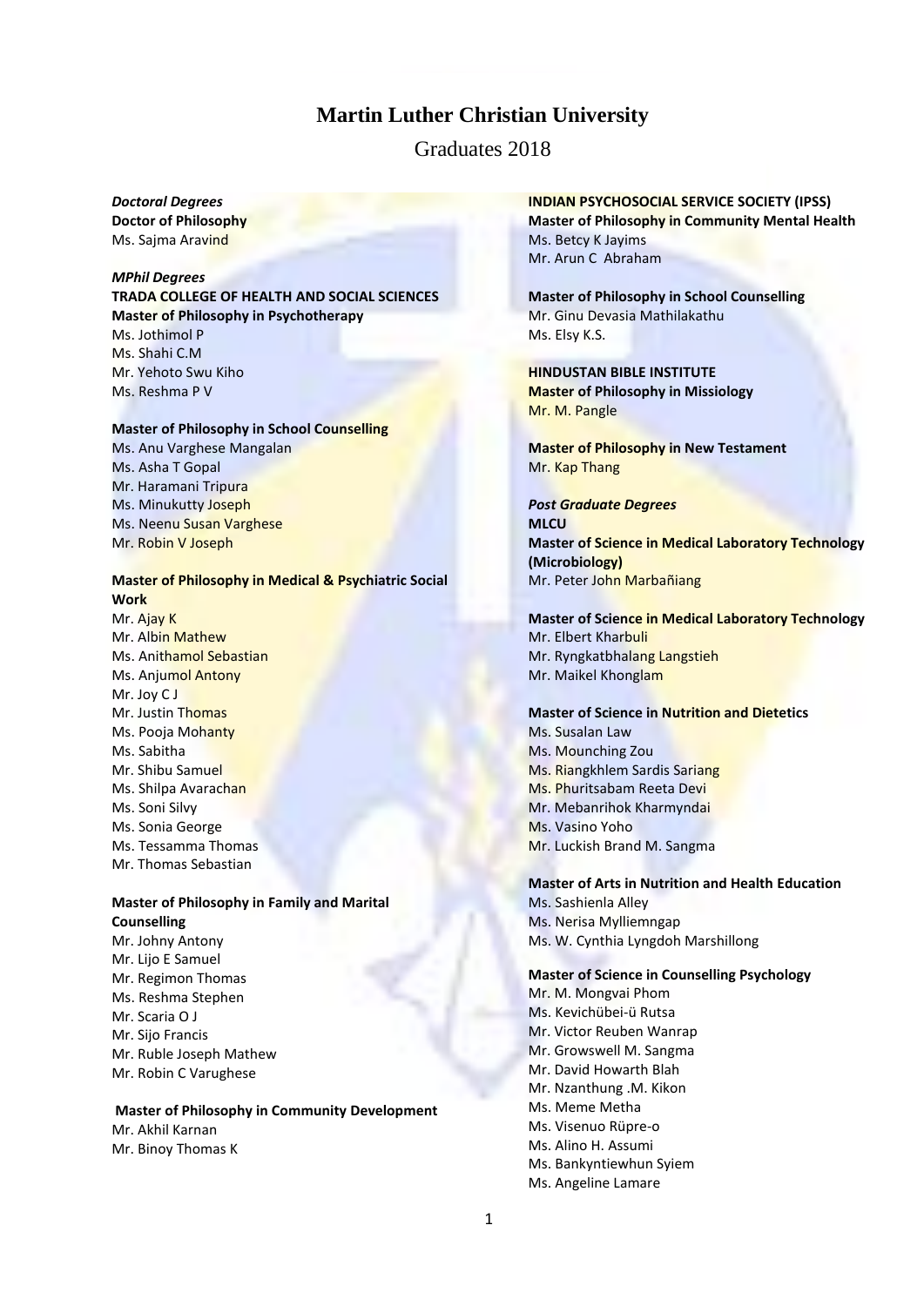# Martin Luther Christian University

## Graduates 2018

***Doctoral Degrees***

**Doctor of Philosophy**

Ms. Sajma Aravind

***MPhil Degrees***

**TRADA COLLEGE OF HEALTH AND SOCIAL SCIENCES**

**Master of Philosophy in Psychotherapy**

Ms. Jothimol P
Ms. Shahi C.M
Mr. Yehoto Swu Kiho
Ms. Reshma P V

**Master of Philosophy in School Counselling**

Ms. Anu Varghese Mangalan
Ms. Asha T Gopal
Mr. Haramani Tripura
Ms. Minukutty Joseph
Ms. Neenu Susan Varghese
Mr. Robin V Joseph

**Master of Philosophy in Medical & Psychiatric Social Work**

Mr. Ajay K
Mr. Albin Mathew
Ms. Anithamol Sebastian
Ms. Anjumol Antony
Mr. Joy C J
Mr. Justin Thomas
Ms. Pooja Mohanty
Ms. Sabitha
Mr. Shibu Samuel
Ms. Shilpa Avarachan
Ms. Soni Silvy
Ms. Sonia George
Ms. Tessamma Thomas
Mr. Thomas Sebastian

**Master of Philosophy in Family and Marital Counselling**

Mr. Johny Antony
Mr. Lijo E Samuel
Mr. Regimon Thomas
Ms. Reshma Stephen
Mr. Scaria O J
Mr. Sijo Francis
Mr. Ruble Joseph Mathew
Mr. Robin C Varughese

**Master of Philosophy in Community Development**

Mr. Akhil Karnan
Mr. Binoy Thomas K

**INDIAN PSYCHOSOCIAL SERVICE SOCIETY (IPSS)**

**Master of Philosophy in Community Mental Health**

Ms. Betcy K Jayims
Mr. Arun C Abraham

**Master of Philosophy in School Counselling**

Mr. Ginu Devasia Mathilakathu
Ms. Elsy K.S.

**HINDUSTAN BIBLE INSTITUTE**

**Master of Philosophy in Missiology**

Mr. M. Pangle

**Master of Philosophy in New Testament**

Mr. Kap Thang

***Post Graduate Degrees***

**MLCU**

**Master of Science in Medical Laboratory Technology (Microbiology)**

Mr. Peter John Marbañiang

**Master of Science in Medical Laboratory Technology**

Mr. Elbert Kharbuli
Mr. Ryngkatbhalang Langstieh
Mr. Maikel Khonglam

**Master of Science in Nutrition and Dietetics**

Ms. Susalan Law
Ms. Mounching Zou
Ms. Riangkhlem Sardis Sariang
Ms. Phuritsabam Reeta Devi
Mr. Mebanrihok Kharmyndai
Ms. Vasino Yoho
Mr. Luckish Brand M. Sangma

**Master of Arts in Nutrition and Health Education**

Ms. Sashienla Alley
Ms. Nerisa Mylliemngap
Ms. W. Cynthia Lyngdoh Marshillong

**Master of Science in Counselling Psychology**

Mr. M. Mongvai Phom
Ms. Kevichübei-ü Rutsa
Mr. Victor Reuben Wanrap
Mr. Growswell M. Sangma
Mr. David Howarth Blah
Mr. Nzanthung .M. Kikon
Ms. Meme Metha
Ms. Visenuo Rüpre-o
Ms. Alino H. Assumi
Ms. Bankyntiewhun Syiem
Ms. Angeline Lamare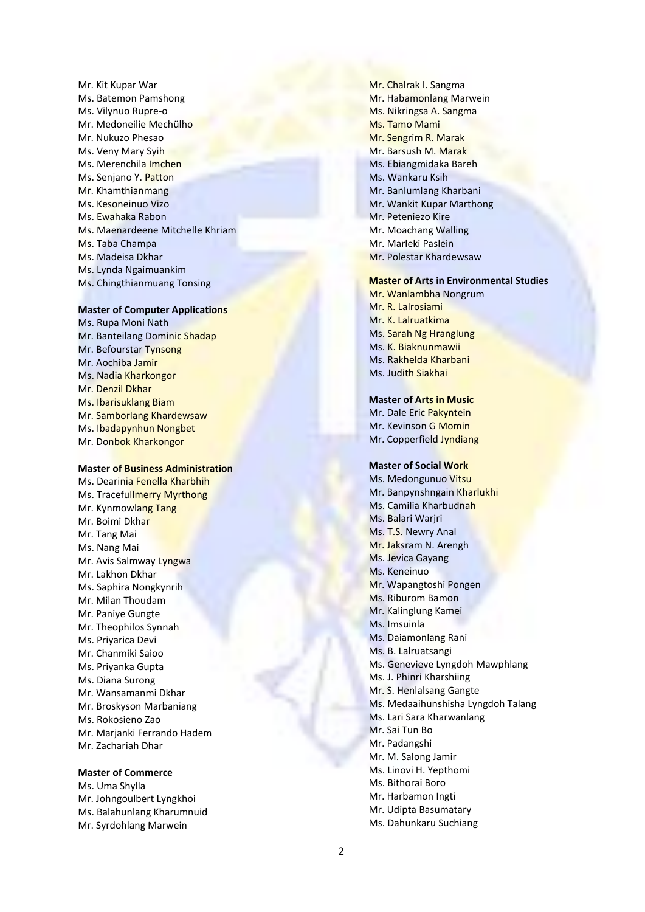Mr. Kit Kupar War
Ms. Batemon Pamshong
Ms. Vilynuo Rupre-o
Mr. Medoneilie Mechülho
Mr. Nukuzo Phesao
Ms. Veny Mary Syih
Ms. Merenchila Imchen
Ms. Senjano Y. Patton
Mr. Khamthianmang
Ms. Kesoneinuo Vizo
Ms. Ewahaka Rabon
Ms. Maenardeene Mitchelle Khriam
Ms. Taba Champa
Ms. Madeisa Dkhar
Ms. Lynda Ngaimuankim
Ms. Chingthianmuang Tonsing

**Master of Computer Applications**

Ms. Rupa Moni Nath
Mr. Banteilang Dominic Shadap
Mr. Befourstar Tynsong
Mr. Aochiba Jamir
Ms. Nadia Kharkongor
Mr. Denzil Dkhar
Ms. Ibarisuklang Biam
Mr. Samborlang Khardewsaw
Ms. Ibadapynhun Nongbet
Mr. Donbok Kharkongor

**Master of Business Administration**

Ms. Dearinia Fenella Kharbhih
Ms. Tracefullmerry Myrthong
Mr. Kynmowlang Tang
Mr. Boimi Dkhar
Mr. Tang Mai
Ms. Nang Mai
Mr. Avis Salmway Lyngwa
Mr. Lakhon Dkhar
Ms. Saphira Nongkynrih
Mr. Milan Thoudam
Mr. Paniye Gungte
Mr. Theophilos Synnah
Ms. Priyarica Devi
Mr. Chanmiki Saioo
Ms. Priyanka Gupta
Ms. Diana Surong
Mr. Wansamanmi Dkhar
Mr. Broskyson Marbaniang
Ms. Rokosieno Zao
Mr. Marjanki Ferrando Hadem
Mr. Zachariah Dhar

**Master of Commerce**

Ms. Uma Shylla
Mr. Johngoulbert Lyngkhoi
Ms. Balahunlang Kharumnuid
Mr. Syrdohlang Marwein
Mr. Chalrak I. Sangma
Mr. Habamonlang Marwein
Ms. Nikringsa A. Sangma
Ms. Tamo Mami
Mr. Sengrim R. Marak
Mr. Barsush M. Marak
Ms. Ebiangmidaka Bareh
Ms. Wankaru Ksih
Mr. Banlumlang Kharbani
Mr. Wankit Kupar Marthong
Mr. Peteniezo Kire
Mr. Moachang Walling
Mr. Marleki Paslein
Mr. Polestar Khardewsaw

**Master of Arts in Environmental Studies**

Mr. Wanlambha Nongrum
Mr. R. Lalrosiami
Mr. K. Lalruatkima
Ms. Sarah Ng Hranglung
Ms. K. Biaknunmawii
Ms. Rakhelda Kharbani
Ms. Judith Siakhai

**Master of Arts in Music**

Mr. Dale Eric Pakyntein
Mr. Kevinson G Momin
Mr. Copperfield Jyndiang

**Master of Social Work**

Ms. Medongunuo Vitsu
Mr. Banpynshngain Kharlukhi
Ms. Camilia Kharbudnah
Ms. Balari Warjri
Ms. T.S. Newry Anal
Mr. Jaksram N. Arengh
Ms. Jevica Gayang
Ms. Keneinuo
Mr. Wapangtoshi Pongen
Ms. Riburom Bamon
Mr. Kalinglung Kamei
Ms. Imsuinla
Ms. Daiamonlang Rani
Ms. B. Lalruatsangi
Ms. Genevieve Lyngdoh Mawphlang
Ms. J. Phinri Kharshiing
Mr. S. Henlalsang Gangte
Ms. Medaaihunshisha Lyngdoh Talang
Ms. Lari Sara Kharwanlang
Mr. Sai Tun Bo
Mr. Padangshi
Mr. M. Salong Jamir
Ms. Linovi H. Yepthomi
Ms. Bithorai Boro
Mr. Harbamon Ingti
Mr. Udipta Basumatary
Ms. Dahunkaru Suchiang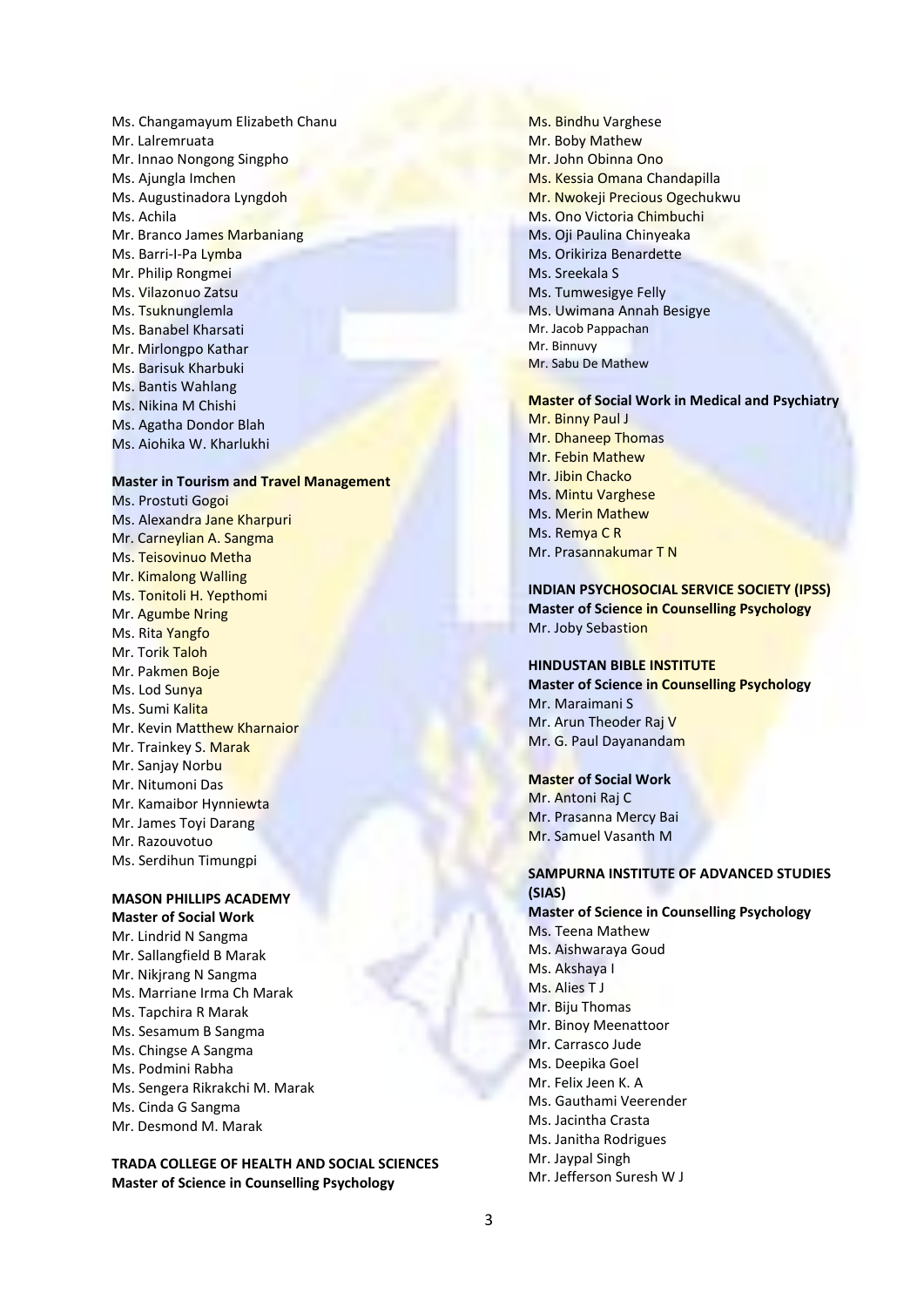Ms. Changamayum Elizabeth Chanu
Mr. Lalremruata
Mr. Innao Nongong Singpho
Ms. Ajungla Imchen
Ms. Augustinadora Lyngdoh
Ms. Achila
Mr. Branco James Marbaniang
Ms. Barri-I-Pa Lymba
Mr. Philip Rongmei
Ms. Vilazonuo Zatsu
Ms. Tsuknunglemla
Ms. Banabel Kharsati
Mr. Mirlongpo Kathar
Ms. Barisuk Kharbuki
Ms. Bantis Wahlang
Ms. Nikina M Chishi
Ms. Agatha Dondor Blah
Ms. Aiohika W. Kharlukhi

**Master in Tourism and Travel Management**

Ms. Prostuti Gogoi
Ms. Alexandra Jane Kharpuri
Mr. Carneylian A. Sangma
Ms. Teisovinuo Metha
Mr. Kimalong Walling
Ms. Tonitoli H. Yepthomi
Mr. Agumbe Nring
Ms. Rita Yangfo
Mr. Torik Taloh
Mr. Pakmen Boje
Ms. Lod Sunya
Ms. Sumi Kalita
Mr. Kevin Matthew Kharnaior
Mr. Trainkey S. Marak
Mr. Sanjay Norbu
Mr. Nitumoni Das
Mr. Kamaibor Hynniewta
Mr. James Toyi Darang
Mr. Razouvotuo
Ms. Serdihun Timungpi

**MASON PHILLIPS ACADEMY**

**Master of Social Work**

Mr. Lindrid N Sangma
Mr. Sallangfield B Marak
Mr. Nikjrang N Sangma
Ms. Marriane Irma Ch Marak
Ms. Tapchira R Marak
Ms. Sesamum B Sangma
Ms. Chingse A Sangma
Ms. Podmini Rabha
Ms. Sengera Rikrakchi M. Marak
Ms. Cinda G Sangma
Mr. Desmond M. Marak

**TRADA COLLEGE OF HEALTH AND SOCIAL SCIENCES**

**Master of Science in Counselling Psychology**

Ms. Bindhu Varghese
Mr. Boby Mathew
Mr. John Obinna Ono
Ms. Kessia Omana Chandapilla
Mr. Nwokeji Precious Ogechukwu
Ms. Ono Victoria Chimbuchi
Ms. Oji Paulina Chinyeaka
Ms. Orikiriza Benardette
Ms. Sreekala S
Ms. Tumwesigye Felly
Ms. Uwimana Annah Besigye
Mr. Jacob Pappachan
Mr. Binnuvy
Mr. Sabu De Mathew

**Master of Social Work in Medical and Psychiatry**

Mr. Binny Paul J
Mr. Dhaneep Thomas
Mr. Febin Mathew
Mr. Jibin Chacko
Ms. Mintu Varghese
Ms. Merin Mathew
Ms. Remya C R
Mr. Prasannakumar T N

**INDIAN PSYCHOSOCIAL SERVICE SOCIETY (IPSS)**

**Master of Science in Counselling Psychology**

Mr. Joby Sebastion

**HINDUSTAN BIBLE INSTITUTE**

**Master of Science in Counselling Psychology**

Mr. Maraimani S
Mr. Arun Theoder Raj V
Mr. G. Paul Dayanandam

**Master of Social Work**

Mr. Antoni Raj C
Mr. Prasanna Mercy Bai
Mr. Samuel Vasanth M

**SAMPURNA INSTITUTE OF ADVANCED STUDIES (SIAS)**

**Master of Science in Counselling Psychology**

Ms. Teena Mathew
Ms. Aishwaraya Goud
Ms. Akshaya I
Ms. Alies T J
Mr. Biju Thomas
Mr. Binoy Meenattoor
Mr. Carrasco Jude
Ms. Deepika Goel
Mr. Felix Jeen K. A
Ms. Gauthami Veerender
Ms. Jacintha Crasta
Ms. Janitha Rodrigues
Mr. Jaypal Singh
Mr. Jefferson Suresh W J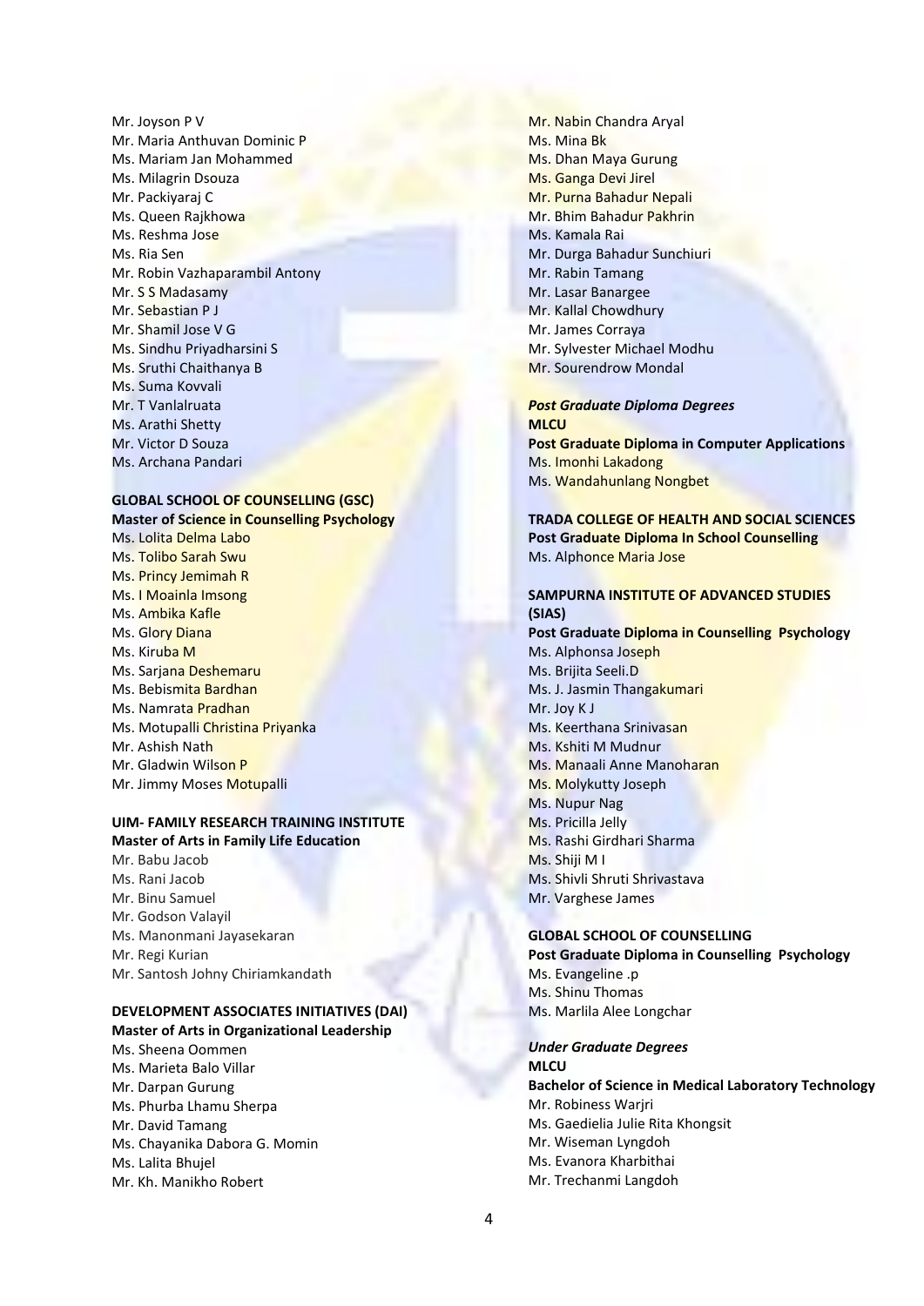Mr. Joyson P V
Mr. Maria Anthuvan Dominic P
Ms. Mariam Jan Mohammed
Ms. Milagrin Dsouza
Mr. Packiyaraj C
Ms. Queen Rajkhowa
Ms. Reshma Jose
Ms. Ria Sen
Mr. Robin Vazhaparambil Antony
Mr. S S Madasamy
Mr. Sebastian P J
Mr. Shamil Jose V G
Ms. Sindhu Priyadharsini S
Ms. Sruthi Chaithanya B
Ms. Suma Kovvali
Mr. T Vanlalruata
Ms. Arathi Shetty
Mr. Victor D Souza
Ms. Archana Pandari

**GLOBAL SCHOOL OF COUNSELLING (GSC)**
**Master of Science in Counselling Psychology**
Ms. Lolita Delma Labo
Ms. Tolibo Sarah Swu
Ms. Princy Jemimah R
Ms. I Moainla Imsong
Ms. Ambika Kafle
Ms. Glory Diana
Ms. Kiruba M
Ms. Sarjana Deshemaru
Ms. Bebismita Bardhan
Ms. Namrata Pradhan
Ms. Motupalli Christina Priyanka
Mr. Ashish Nath
Mr. Gladwin Wilson P
Mr. Jimmy Moses Motupalli

**UIM- FAMILY RESEARCH TRAINING INSTITUTE**
**Master of Arts in Family Life Education**
Mr. Babu Jacob
Ms. Rani Jacob
Mr. Binu Samuel
Mr. Godson Valayil
Ms. Manonmani Jayasekaran
Mr. Regi Kurian
Mr. Santosh Johny Chiriamkandath

**DEVELOPMENT ASSOCIATES INITIATIVES (DAI)**
**Master of Arts in Organizational Leadership**
Ms. Sheena Oommen
Ms. Marieta Balo Villar
Mr. Darpan Gurung
Ms. Phurba Lhamu Sherpa
Mr. David Tamang
Ms. Chayanika Dabora G. Momin
Ms. Lalita Bhujel
Mr. Kh. Manikho Robert
Mr. Nabin Chandra Aryal
Ms. Mina Bk
Ms. Dhan Maya Gurung
Ms. Ganga Devi Jirel
Mr. Purna Bahadur Nepali
Mr. Bhim Bahadur Pakhrin
Ms. Kamala Rai
Mr. Durga Bahadur Sunchiuri
Mr. Rabin Tamang
Mr. Lasar Banargee
Mr. Kallal Chowdhury
Mr. James Corraya
Mr. Sylvester Michael Modhu
Mr. Sourendrow Mondal

***Post Graduate Diploma Degrees***
**MLCU**
**Post Graduate Diploma in Computer Applications**
Ms. Imonhi Lakadong
Ms. Wandahunlang Nongbet

**TRADA COLLEGE OF HEALTH AND SOCIAL SCIENCES**
**Post Graduate Diploma In School Counselling**
Ms. Alphonce Maria Jose

**SAMPURNA INSTITUTE OF ADVANCED STUDIES (SIAS)**
**Post Graduate Diploma in Counselling Psychology**
Ms. Alphonsa Joseph
Ms. Brijita Seeli.D
Ms. J. Jasmin Thangakumari
Mr. Joy K J
Ms. Keerthana Srinivasan
Ms. Kshiti M Mudnur
Ms. Manaali Anne Manoharan
Ms. Molykutty Joseph
Ms. Nupur Nag
Ms. Pricilla Jelly
Ms. Rashi Girdhari Sharma
Ms. Shiji M I
Ms. Shivli Shruti Shrivastava
Mr. Varghese James

**GLOBAL SCHOOL OF COUNSELLING**
**Post Graduate Diploma in Counselling Psychology**
Ms. Evangeline .p
Ms. Shinu Thomas
Ms. Marlila Alee Longchar

***Under Graduate Degrees***
**MLCU**
**Bachelor of Science in Medical Laboratory Technology**
Mr. Robiness Warjri
Ms. Gaedielia Julie Rita Khongsit
Mr. Wiseman Lyngdoh
Ms. Evanora Kharbithai
Mr. Trechanmi Langdoh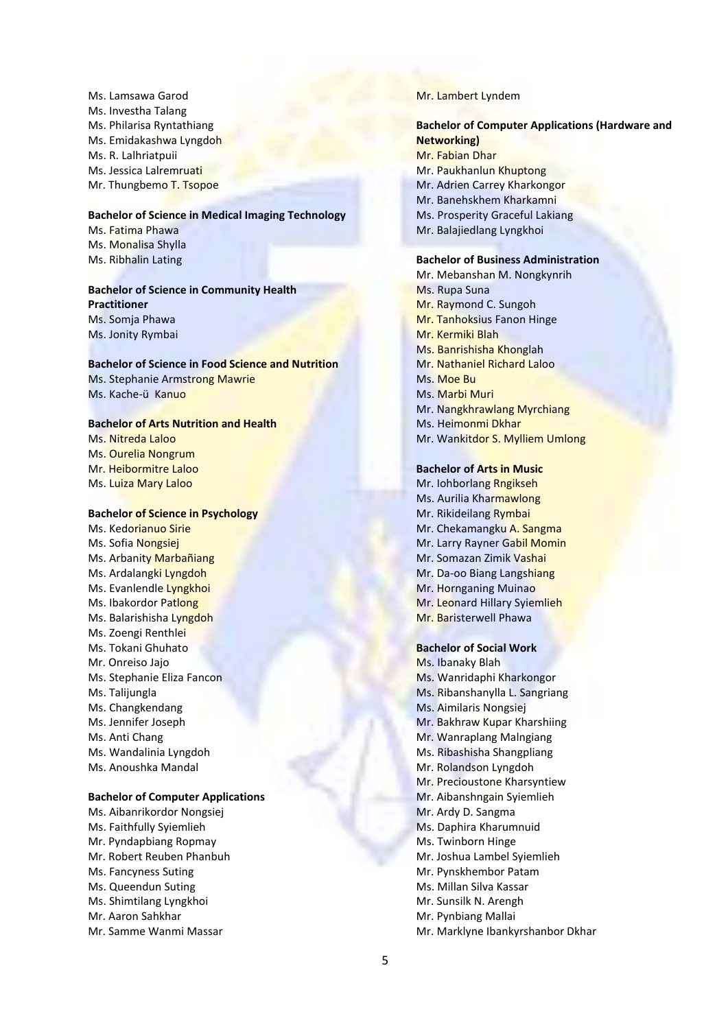Ms. Lamsawa Garod
Ms. Investha Talang
Ms. Philarisa Ryntathiang
Ms. Emidakashwa Lyngdoh
Ms. R. Lalhriatpuii
Ms. Jessica Lalremruati
Mr. Thungbemo T. Tsopoe

**Bachelor of Science in Medical Imaging Technology**
Ms. Fatima Phawa
Ms. Monalisa Shylla
Ms. Ribhalin Lating

**Bachelor of Science in Community Health Practitioner**
Ms. Somja Phawa
Ms. Jonity Rymbai

**Bachelor of Science in Food Science and Nutrition**
Ms. Stephanie Armstrong Mawrie
Ms. Kache-ü Kanuo

**Bachelor of Arts Nutrition and Health**
Ms. Nitreda Laloo
Ms. Ourelia Nongrum
Mr. Heibormitre Laloo
Ms. Luiza Mary Laloo

**Bachelor of Science in Psychology**
Ms. Kedorianuo Sirie
Ms. Sofia Nongsiej
Ms. Arbanity Marbañiang
Ms. Ardalangki Lyngdoh
Ms. Evanlendle Lyngkhoi
Ms. Ibakordor Patlong
Ms. Balarishisha Lyngdoh
Ms. Zoengi Renthlei
Ms. Tokani Ghuhato
Mr. Onreiso Jajo
Ms. Stephanie Eliza Fancon
Ms. Talijungla
Ms. Changkendang
Ms. Jennifer Joseph
Ms. Anti Chang
Ms. Wandalinia Lyngdoh
Ms. Anoushka Mandal

**Bachelor of Computer Applications**
Ms. Aibanrikordor Nongsiej
Ms. Faithfully Syiemlieh
Mr. Pyndapbiang Ropmay
Mr. Robert Reuben Phanbuh
Ms. Fancyness Suting
Ms. Queendun Suting
Ms. Shimtilang Lyngkhoi
Mr. Aaron Sahkhar
Mr. Samme Wanmi Massar
Mr. Lambert Lyndem

**Bachelor of Computer Applications (Hardware and Networking)**
Mr. Fabian Dhar
Mr. Paukhanlun Khuptong
Mr. Adrien Carrey Kharkongor
Mr. Banehskhem Kharkamni
Ms. Prosperity Graceful Lakiang
Mr. Balajiedlang Lyngkhoi

**Bachelor of Business Administration**
Mr. Mebanshan M. Nongkynrih
Ms. Rupa Suna
Mr. Raymond C. Sungoh
Mr. Tanhoksius Fanon Hinge
Mr. Kermiki Blah
Ms. Banrishisha Khonglah
Mr. Nathaniel Richard Laloo
Ms. Moe Bu
Ms. Marbi Muri
Mr. Nangkhrawlang Myrchiang
Ms. Heimonmi Dkhar
Mr. Wankitdor S. Mylliem Umlong

**Bachelor of Arts in Music**
Mr. Iohborlang Rngikseh
Ms. Aurilia Kharmawlong
Mr. Rikideilang Rymbai
Mr. Chekamangku A. Sangma
Mr. Larry Rayner Gabil Momin
Mr. Somazan Zimik Vashai
Mr. Da-oo Biang Langshiang
Mr. Hornganing Muinao
Mr. Leonard Hillary Syiemlieh
Mr. Baristerwell Phawa

**Bachelor of Social Work**
Ms. Ibanaky Blah
Ms. Wanridaphi Kharkongor
Ms. Ribanshanylla L. Sangriang
Ms. Aimilaris Nongsiej
Mr. Bakhraw Kupar Kharshiing
Mr. Wanraplang Malngiang
Ms. Ribashisha Shangpliang
Mr. Rolandson Lyngdoh
Mr. Precioustone Kharsyntiew
Mr. Aibanshngain Syiemlieh
Mr. Ardy D. Sangma
Ms. Daphira Kharumnuid
Ms. Twinborn Hinge
Mr. Joshua Lambel Syiemlieh
Mr. Pynskhembor Patam
Ms. Millan Silva Kassar
Mr. Sunsilk N. Arengh
Mr. Pynbiang Mallai
Mr. Marklyne Ibankyrshanbor Dkhar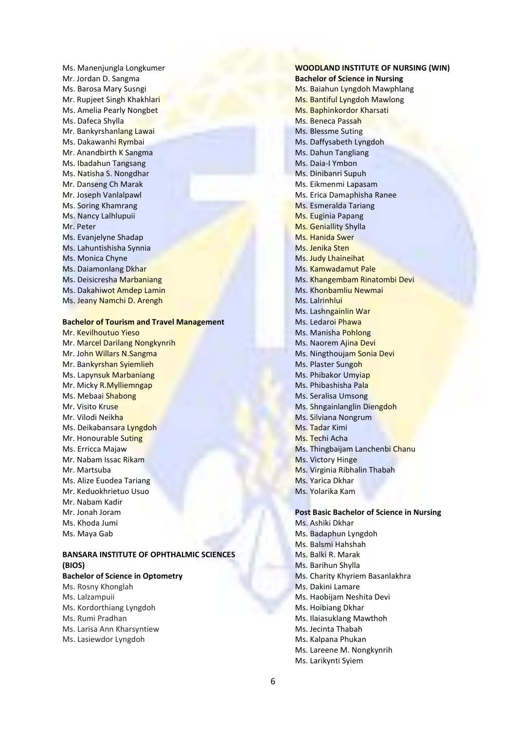Ms. Manenjungla Longkumer
Mr. Jordan D. Sangma
Ms. Barosa Mary Susngi
Mr. Rupjeet Singh Khakhlari
Ms. Amelia Pearly Nongbet
Ms. Dafeca Shylla
Mr. Bankyrshanlang Lawai
Ms. Dakawanhi Rymbai
Mr. Anandbirth K Sangma
Ms. Ibadahun Tangsang
Ms. Natisha S. Nongdhar
Mr. Danseng Ch Marak
Mr. Joseph Vanlalpawl
Ms. Soring Khamrang
Ms. Nancy Lalhlupuii
Mr. Peter
Ms. Evanjelyne Shadap
Ms. Lahuntishisha Synnia
Ms. Monica Chyne
Ms. Daiamonlang Dkhar
Ms. Deisicresha Marbaniang
Ms. Dakahiwot Amdep Lamin
Ms. Jeany Namchi D. Arengh

**Bachelor of Tourism and Travel Management**

Mr. Kevilhoutuo Yieso
Mr. Marcel Darilang Nongkynrih
Mr. John Willars N.Sangma
Mr. Bankyrshan Syiemlieh
Ms. Lapynsuk Marbaniang
Mr. Micky R.Mylliemngap
Ms. Mebaai Shabong
Mr. Visito Kruse
Mr. Vilodi Neikha
Ms. Deikabansara Lyngdoh
Mr. Honourable Suting
Ms. Erricca Majaw
Mr. Nabam Issac Rikam
Mr. Martsuba
Ms. Alize Euodea Tariang
Mr. Keduokhrietuo Usuo
Mr. Nabam Kadir
Mr. Jonah Joram
Ms. Khoda Jumi
Ms. Maya Gab

**BANSARA INSTITUTE OF OPHTHALMIC SCIENCES (BIOS)**

**Bachelor of Science in Optometry**

Ms. Rosny Khonglah
Ms. Lalzampuii
Ms. Kordorthiang Lyngdoh
Ms. Rumi Pradhan
Ms. Larisa Ann Kharsyntiew
Ms. Lasiewdor Lyngdoh

**WOODLAND INSTITUTE OF NURSING (WIN)**

**Bachelor of Science in Nursing**

Ms. Baiahun Lyngdoh Mawphlang
Ms. Bantiful Lyngdoh Mawlong
Ms. Baphinkordor Kharsati
Ms. Beneca Passah
Ms. Blessme Suting
Ms. Daffysabeth Lyngdoh
Ms. Dahun Tangliang
Ms. Daia-I Ymbon
Ms. Dinibanri Supuh
Ms. Eikmenmi Lapasam
Ms. Erica Damaphisha Ranee
Ms. Esmeralda Tariang
Ms. Euginia Papang
Ms. Geniallity Shylla
Ms. Hanida Swer
Ms. Jenika Sten
Ms. Judy Lhaineihat
Ms. Kamwadamut Pale
Ms. Khangembam Rinatombi Devi
Ms. Khonbamliu Newmai
Ms. Lalrinhlui
Ms. Lashngainlin War
Ms. Ledaroi Phawa
Ms. Manisha Pohlong
Ms. Naorem Ajina Devi
Ms. Ningthoujam Sonia Devi
Ms. Plaster Sungoh
Ms. Phibakor Umyiap
Ms. Phibashisha Pala
Ms. Seralisa Umsong
Ms. Shngainlanglin Diengdoh
Ms. Silviana Nongrum
Ms. Tadar Kimi
Ms. Techi Acha
Ms. Thingbaijam Lanchenbi Chanu
Ms. Victory Hinge
Ms. Virginia Ribhalin Thabah
Ms. Yarica Dkhar
Ms. Yolarika Kam

**Post Basic Bachelor of Science in Nursing**

Ms. Ashiki Dkhar
Ms. Badaphun Lyngdoh
Ms. Balsmi Hahshah
Ms. Balki R. Marak
Ms. Barihun Shylla
Ms. Charity Khyriem Basanlakhra
Ms. Dakini Lamare
Ms. Haobijam Neshita Devi
Ms. Hoibiang Dkhar
Ms. Ilaiasuklang Mawthoh
Ms. Jecinta Thabah
Ms. Kalpana Phukan
Ms. Lareene M. Nongkynrih
Ms. Larikynti Syiem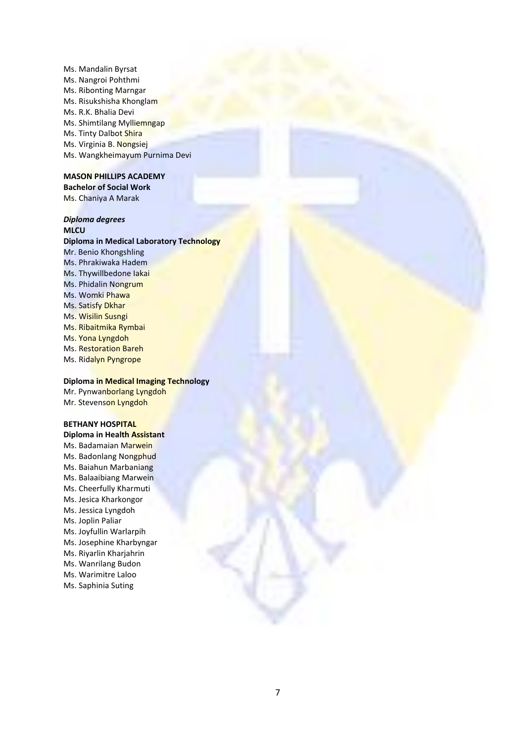Ms. Mandalin Byrsat
Ms. Nangroi Pohthmi
Ms. Ribonting Marngar
Ms. Risukshisha Khonglam
Ms. R.K. Bhalia Devi
Ms. Shimtilang Mylliemngap
Ms. Tinty Dalbot Shira
Ms. Virginia B. Nongsiej
Ms. Wangkheimayum Purnima Devi

**MASON PHILLIPS ACADEMY**
**Bachelor of Social Work**
Ms. Chaniya A Marak

***Diploma degrees***
**MLCU**
**Diploma in Medical Laboratory Technology**
Mr. Benio Khongshling
Ms. Phrakiwaka Hadem
Ms. Thywillbedone Iakai
Ms. Phidalin Nongrum
Ms. Womki Phawa
Ms. Satisfy Dkhar
Ms. Wisilin Susngi
Ms. Ribaitmika Rymbai
Ms. Yona Lyngdoh
Ms. Restoration Bareh
Ms. Ridalyn Pyngrope

**Diploma in Medical Imaging Technology**
Mr. Pynwanborlang Lyngdoh
Mr. Stevenson Lyngdoh

**BETHANY HOSPITAL**
**Diploma in Health Assistant**
Ms. Badamaian Marwein
Ms. Badonlang Nongphud
Ms. Baiahun Marbaniang
Ms. Balaaibiang Marwein
Ms. Cheerfully Kharmuti
Ms. Jesica Kharkongor
Ms. Jessica Lyngdoh
Ms. Joplin Paliar
Ms. Joyfullin Warlarpih
Ms. Josephine Kharbyngar
Ms. Riyarlin Kharjahrin
Ms. Wanrilang Budon
Ms. Warimitre Laloo
Ms. Saphinia Suting